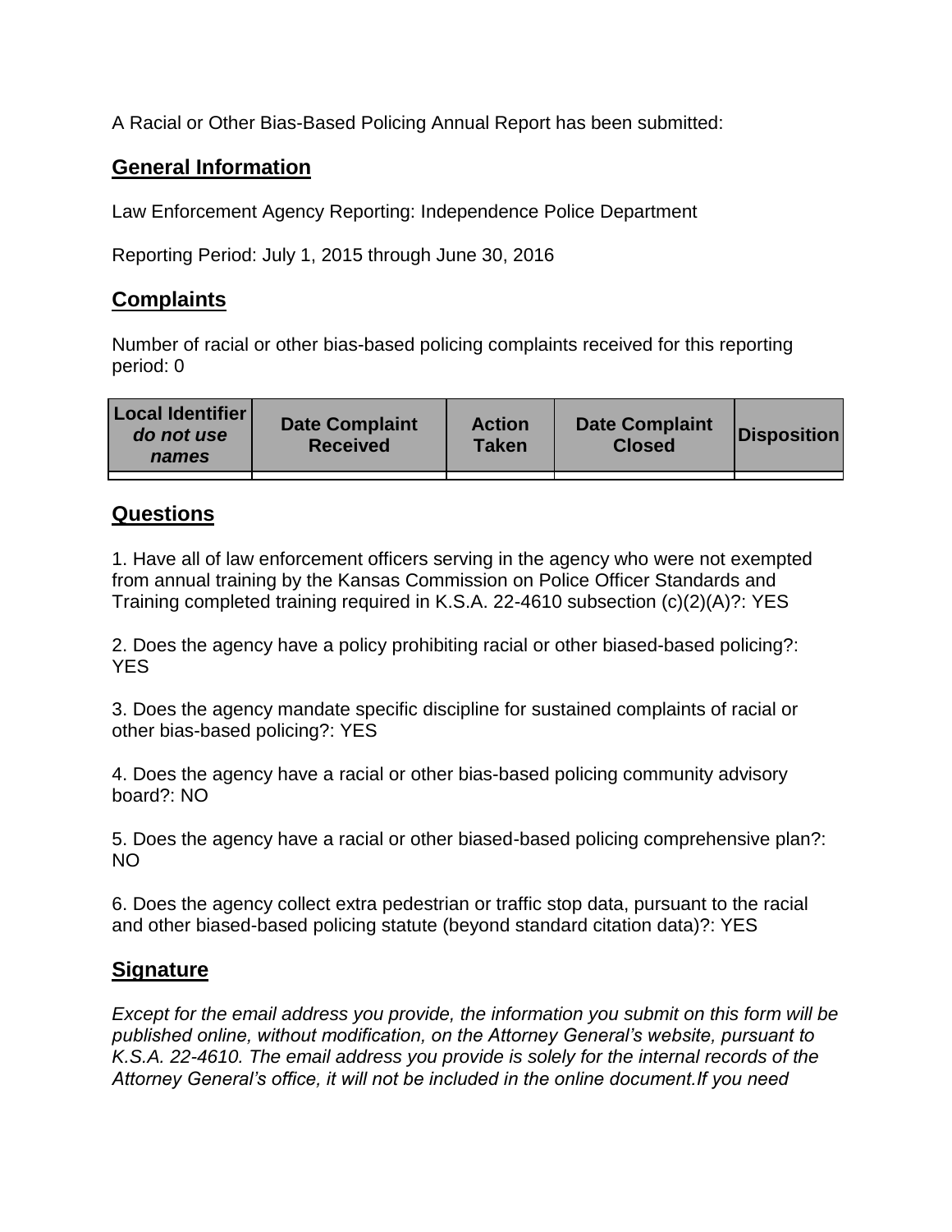A Racial or Other Bias-Based Policing Annual Report has been submitted:

## General Information

Law Enforcement Agency Reporting: Independence Police Department

Reporting Period: July 1, 2015 through June 30, 2016

## Complaints

Number of racial or other bias-based policing complaints received for this reporting period: 0

| Local Identifier *do not use names* | Date Complaint Received | Action Taken | Date Complaint Closed | Disposition |
|---|---|---|---|---|
| | | | | |

## Questions

1. Have all of law enforcement officers serving in the agency who were not exempted from annual training by the Kansas Commission on Police Officer Standards and Training completed training required in K.S.A. 22-4610 subsection (c)(2)(A)?: YES

2. Does the agency have a policy prohibiting racial or other biased-based policing?: YES

3. Does the agency mandate specific discipline for sustained complaints of racial or other bias-based policing?: YES

4. Does the agency have a racial or other bias-based policing community advisory board?: NO

5. Does the agency have a racial or other biased-based policing comprehensive plan?: NO

6. Does the agency collect extra pedestrian or traffic stop data, pursuant to the racial and other biased-based policing statute (beyond standard citation data)?: YES

## Signature

*Except for the email address you provide, the information you submit on this form will be published online, without modification, on the Attorney General's website, pursuant to K.S.A. 22-4610. The email address you provide is solely for the internal records of the Attorney General's office, it will not be included in the online document.If you need*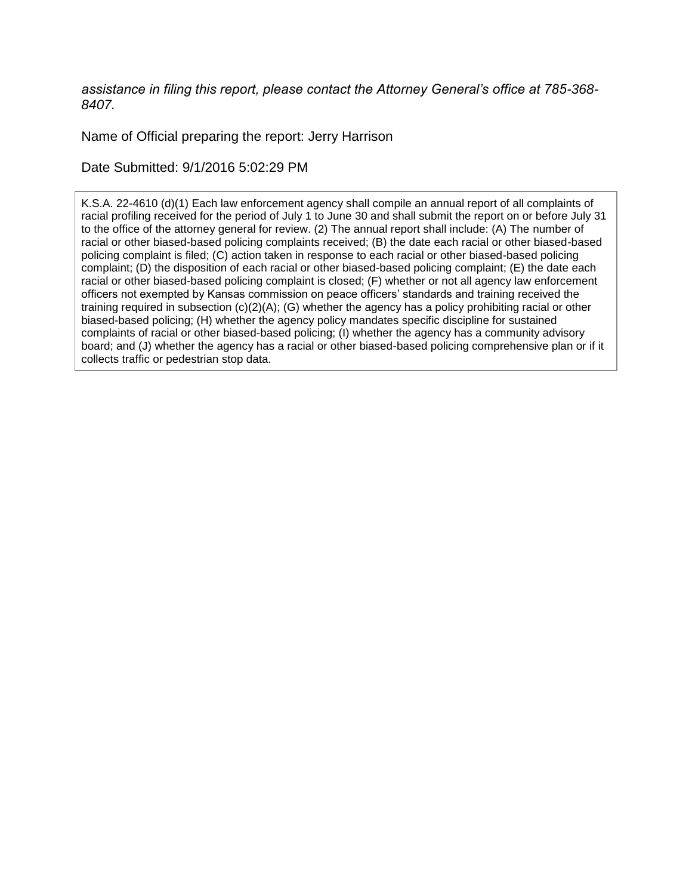*assistance in filing this report, please contact the Attorney General's office at 785-368-8407.*

Name of Official preparing the report: Jerry Harrison

Date Submitted: 9/1/2016 5:02:29 PM

K.S.A. 22-4610 (d)(1) Each law enforcement agency shall compile an annual report of all complaints of racial profiling received for the period of July 1 to June 30 and shall submit the report on or before July 31 to the office of the attorney general for review. (2) The annual report shall include: (A) The number of racial or other biased-based policing complaints received; (B) the date each racial or other biased-based policing complaint is filed; (C) action taken in response to each racial or other biased-based policing complaint; (D) the disposition of each racial or other biased-based policing complaint; (E) the date each racial or other biased-based policing complaint is closed; (F) whether or not all agency law enforcement officers not exempted by Kansas commission on peace officers' standards and training received the training required in subsection (c)(2)(A); (G) whether the agency has a policy prohibiting racial or other biased-based policing; (H) whether the agency policy mandates specific discipline for sustained complaints of racial or other biased-based policing; (I) whether the agency has a community advisory board; and (J) whether the agency has a racial or other biased-based policing comprehensive plan or if it collects traffic or pedestrian stop data.